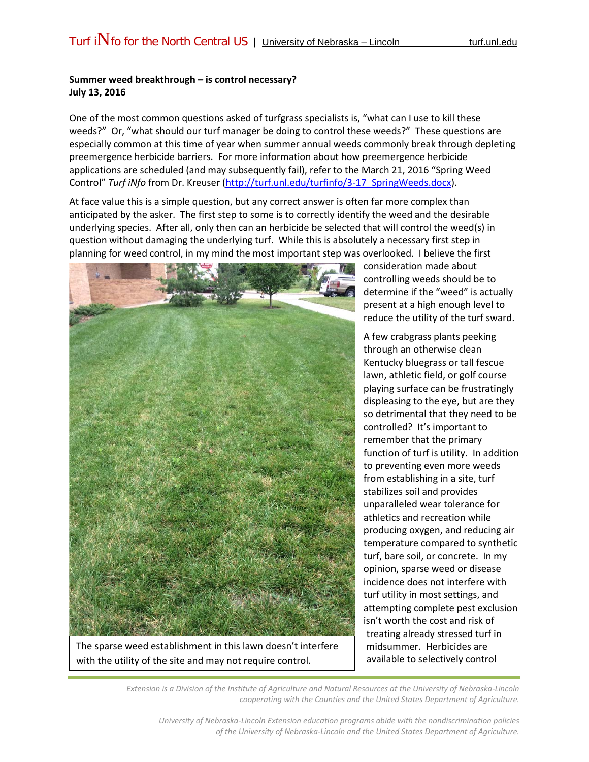**Summer weed breakthrough – is control necessary?**
**July 13, 2016**

One of the most common questions asked of turfgrass specialists is, "what can I use to kill these weeds?" Or, "what should our turf manager be doing to control these weeds?" These questions are especially common at this time of year when summer annual weeds commonly break through depleting preemergence herbicide barriers. For more information about how preemergence herbicide applications are scheduled (and may subsequently fail), refer to the March 21, 2016 "Spring Weed Control" *Turf iNfo* from Dr. Kreuser (http://turf.unl.edu/turfinfo/3-17_SpringWeeds.docx).

At face value this is a simple question, but any correct answer is often far more complex than anticipated by the asker. The first step to some is to correctly identify the weed and the desirable underlying species. After all, only then can an herbicide be selected that will control the weed(s) in question without damaging the underlying turf. While this is absolutely a necessary first step in planning for weed control, in my mind the most important step was overlooked. I believe the first consideration made about controlling weeds should be to determine if the "weed" is actually present at a high enough level to reduce the utility of the turf sward.

The sparse weed establishment in this lawn doesn't interfere with the utility of the site and may not require control.

A few crabgrass plants peeking through an otherwise clean Kentucky bluegrass or tall fescue lawn, athletic field, or golf course playing surface can be frustratingly displeasing to the eye, but are they so detrimental that they need to be controlled? It's important to remember that the primary function of turf is utility. In addition to preventing even more weeds from establishing in a site, turf stabilizes soil and provides unparalleled wear tolerance for athletics and recreation while producing oxygen, and reducing air temperature compared to synthetic turf, bare soil, or concrete. In my opinion, sparse weed or disease incidence does not interfere with turf utility in most settings, and attempting complete pest exclusion isn't worth the cost and risk of treating already stressed turf in midsummer. Herbicides are available to selectively control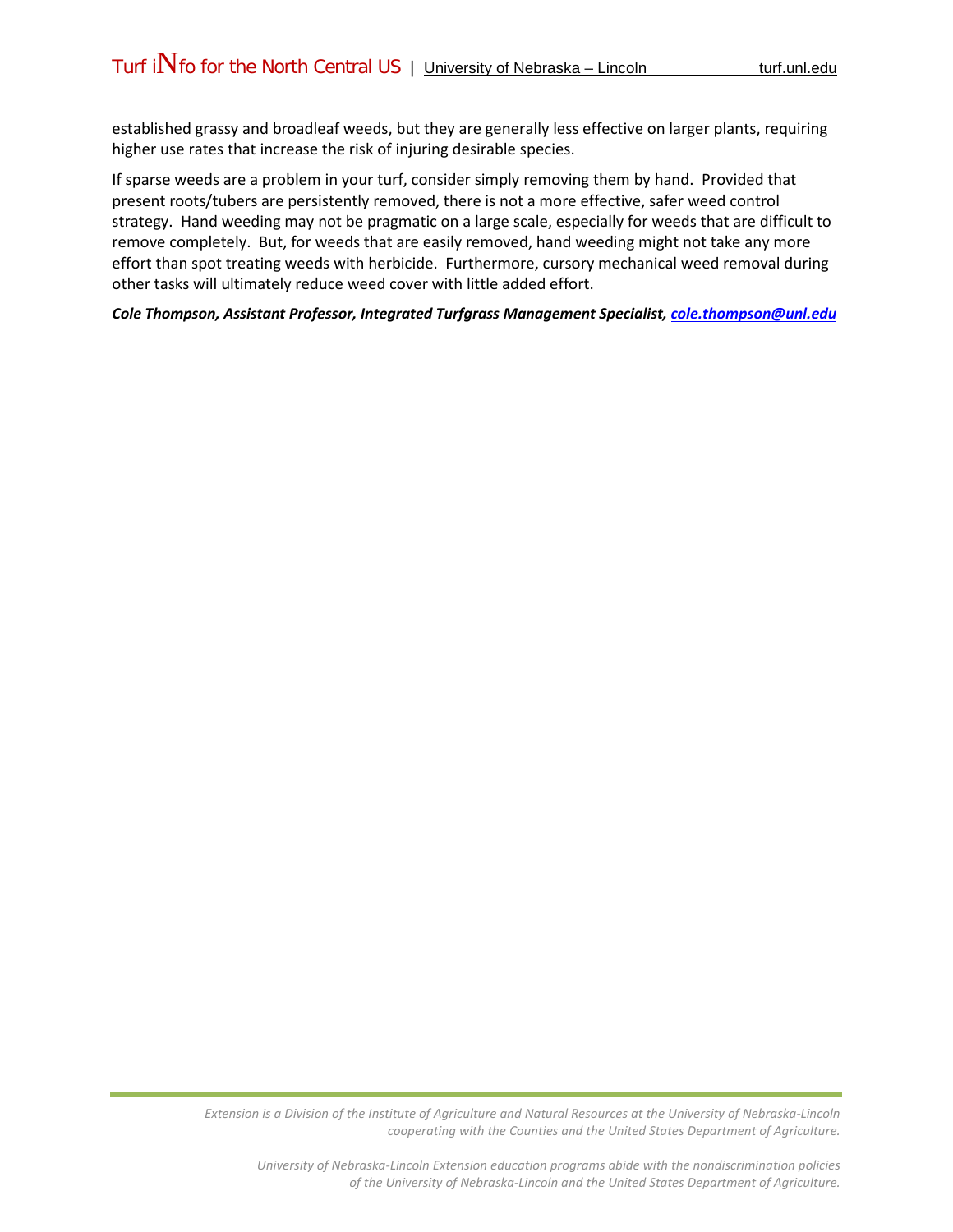established grassy and broadleaf weeds, but they are generally less effective on larger plants, requiring higher use rates that increase the risk of injuring desirable species.

If sparse weeds are a problem in your turf, consider simply removing them by hand. Provided that present roots/tubers are persistently removed, there is not a more effective, safer weed control strategy. Hand weeding may not be pragmatic on a large scale, especially for weeds that are difficult to remove completely. But, for weeds that are easily removed, hand weeding might not take any more effort than spot treating weeds with herbicide. Furthermore, cursory mechanical weed removal during other tasks will ultimately reduce weed cover with little added effort.

***Cole Thompson, Assistant Professor, Integrated Turfgrass Management Specialist, cole.thompson@unl.edu***

*Extension is a Division of the Institute of Agriculture and Natural Resources at the University of Nebraska-Lincoln cooperating with the Counties and the United States Department of Agriculture.*

*University of Nebraska-Lincoln Extension education programs abide with the nondiscrimination policies of the University of Nebraska-Lincoln and the United States Department of Agriculture.*